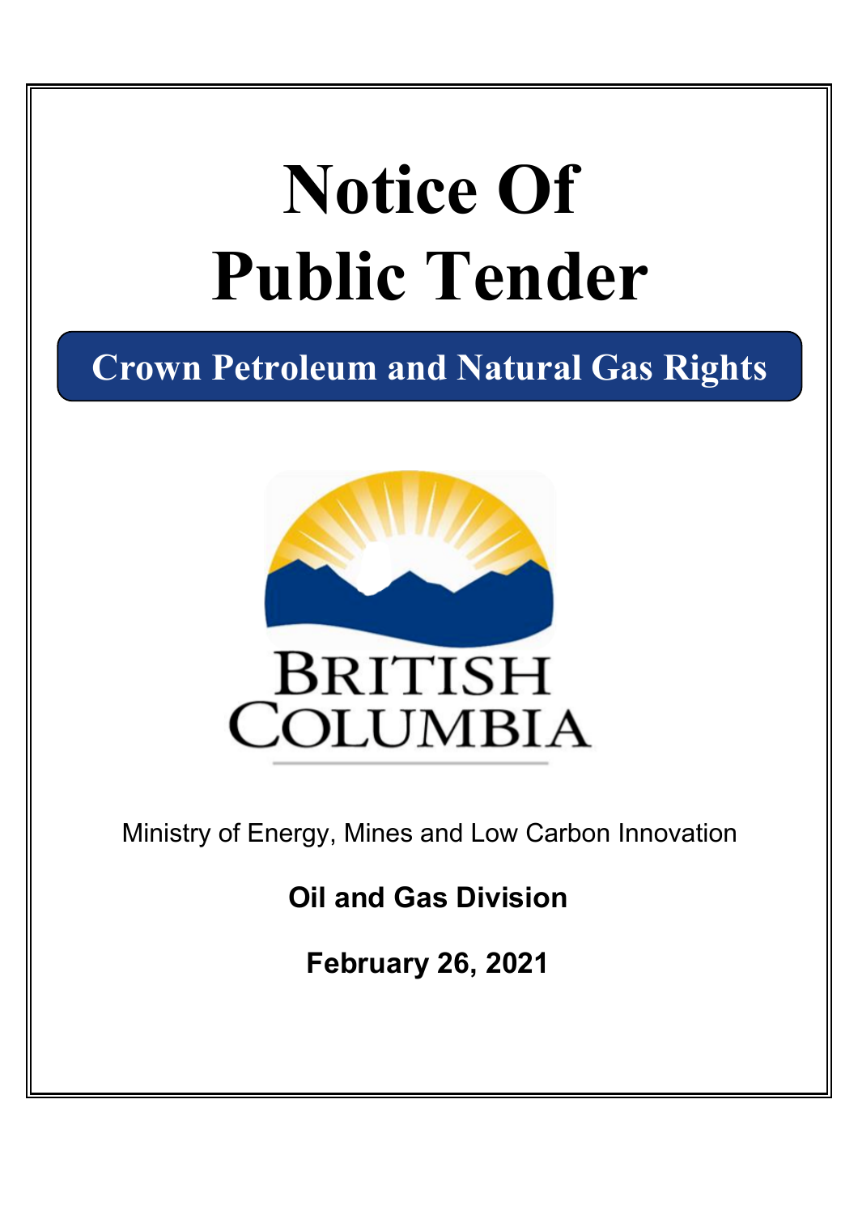# Notice Of Public Tender

## Crown Petroleum and Natural Gas Rights

BRITISH COLUMBIA

Ministry of Energy, Mines and Low Carbon Innovation

**Oil and Gas Division**

**February 26, 2021**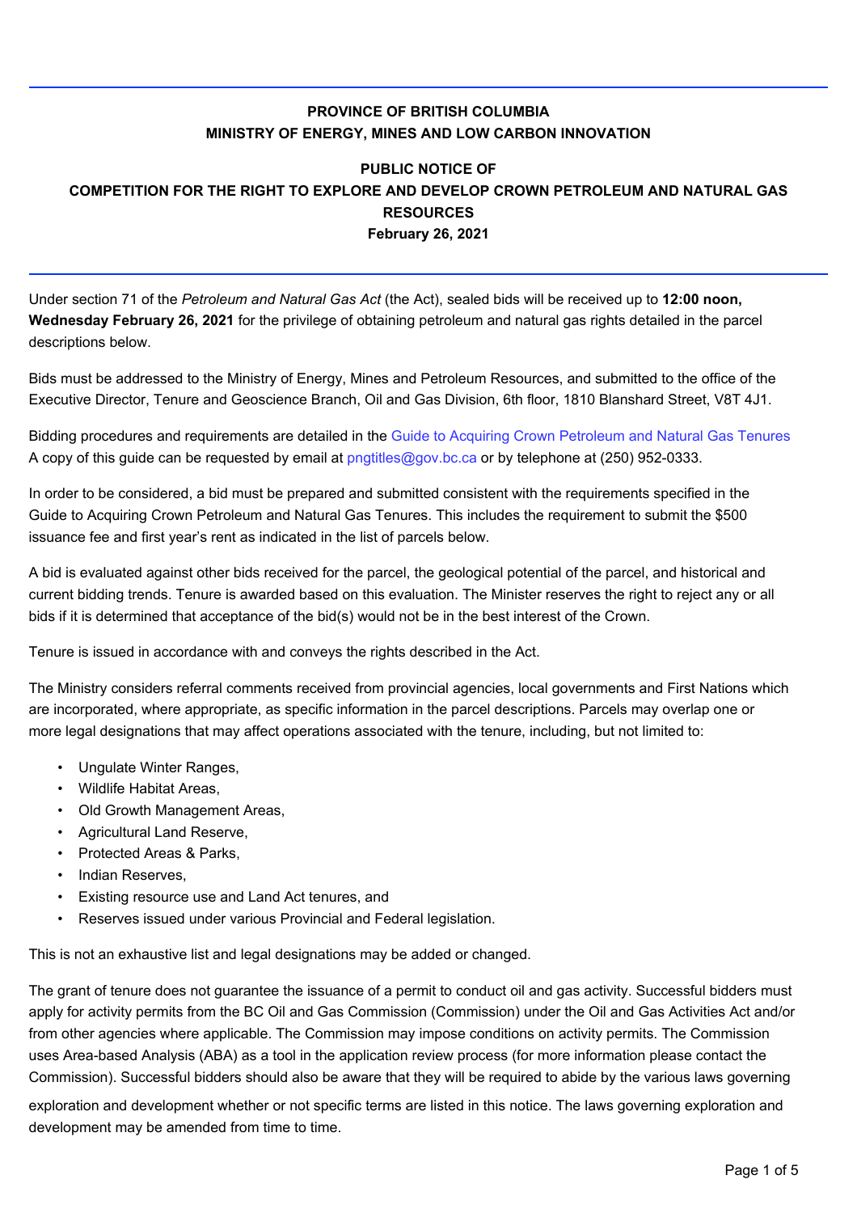**PROVINCE OF BRITISH COLUMBIA**
**MINISTRY OF ENERGY, MINES AND LOW CARBON INNOVATION**

**PUBLIC NOTICE OF**
**COMPETITION FOR THE RIGHT TO EXPLORE AND DEVELOP CROWN PETROLEUM AND NATURAL GAS RESOURCES**
**February 26, 2021**

---

Under section 71 of the *Petroleum and Natural Gas Act* (the Act), sealed bids will be received up to **12:00 noon, Wednesday February 26, 2021** for the privilege of obtaining petroleum and natural gas rights detailed in the parcel descriptions below.

Bids must be addressed to the Ministry of Energy, Mines and Petroleum Resources, and submitted to the office of the Executive Director, Tenure and Geoscience Branch, Oil and Gas Division, 6th floor, 1810 Blanshard Street, V8T 4J1.

Bidding procedures and requirements are detailed in the Guide to Acquiring Crown Petroleum and Natural Gas Tenures A copy of this guide can be requested by email at pngtitles@gov.bc.ca or by telephone at (250) 952-0333.

In order to be considered, a bid must be prepared and submitted consistent with the requirements specified in the Guide to Acquiring Crown Petroleum and Natural Gas Tenures. This includes the requirement to submit the $500 issuance fee and first year's rent as indicated in the list of parcels below.

A bid is evaluated against other bids received for the parcel, the geological potential of the parcel, and historical and current bidding trends. Tenure is awarded based on this evaluation. The Minister reserves the right to reject any or all bids if it is determined that acceptance of the bid(s) would not be in the best interest of the Crown.

Tenure is issued in accordance with and conveys the rights described in the Act.

The Ministry considers referral comments received from provincial agencies, local governments and First Nations which are incorporated, where appropriate, as specific information in the parcel descriptions. Parcels may overlap one or more legal designations that may affect operations associated with the tenure, including, but not limited to:

- Ungulate Winter Ranges,
- Wildlife Habitat Areas,
- Old Growth Management Areas,
- Agricultural Land Reserve,
- Protected Areas & Parks,
- Indian Reserves,
- Existing resource use and Land Act tenures, and
- Reserves issued under various Provincial and Federal legislation.

This is not an exhaustive list and legal designations may be added or changed.

The grant of tenure does not guarantee the issuance of a permit to conduct oil and gas activity. Successful bidders must apply for activity permits from the BC Oil and Gas Commission (Commission) under the Oil and Gas Activities Act and/or from other agencies where applicable. The Commission may impose conditions on activity permits. The Commission uses Area-based Analysis (ABA) as a tool in the application review process (for more information please contact the Commission). Successful bidders should also be aware that they will be required to abide by the various laws governing exploration and development whether or not specific terms are listed in this notice. The laws governing exploration and development may be amended from time to time.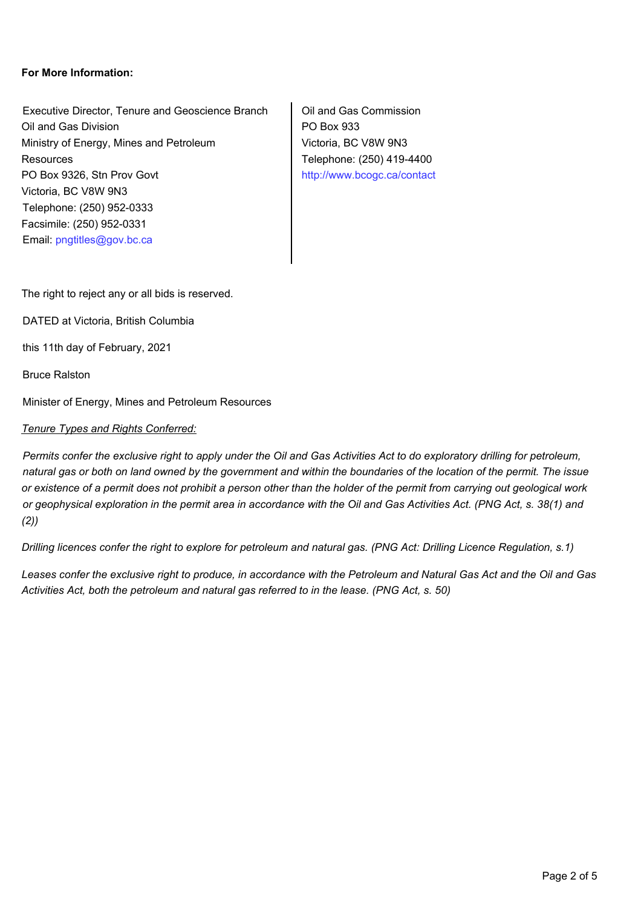**For More Information:**

Executive Director, Tenure and Geoscience Branch
Oil and Gas Division
Ministry of Energy, Mines and Petroleum Resources
PO Box 9326, Stn Prov Govt
Victoria, BC V8W 9N3
Telephone: (250) 952-0333
Facsimile: (250) 952-0331
Email: pngtitles@gov.bc.ca

Oil and Gas Commission
PO Box 933
Victoria, BC V8W 9N3
Telephone: (250) 419-4400
http://www.bcogc.ca/contact

The right to reject any or all bids is reserved.

DATED at Victoria, British Columbia

this 11th day of February, 2021

Bruce Ralston

Minister of Energy, Mines and Petroleum Resources

*Tenure Types and Rights Conferred:*

*Permits confer the exclusive right to apply under the Oil and Gas Activities Act to do exploratory drilling for petroleum, natural gas or both on land owned by the government and within the boundaries of the location of the permit. The issue or existence of a permit does not prohibit a person other than the holder of the permit from carrying out geological work or geophysical exploration in the permit area in accordance with the Oil and Gas Activities Act. (PNG Act, s. 38(1) and (2))*

*Drilling licences confer the right to explore for petroleum and natural gas. (PNG Act: Drilling Licence Regulation, s.1)*

*Leases confer the exclusive right to produce, in accordance with the Petroleum and Natural Gas Act and the Oil and Gas Activities Act, both the petroleum and natural gas referred to in the lease. (PNG Act, s. 50)*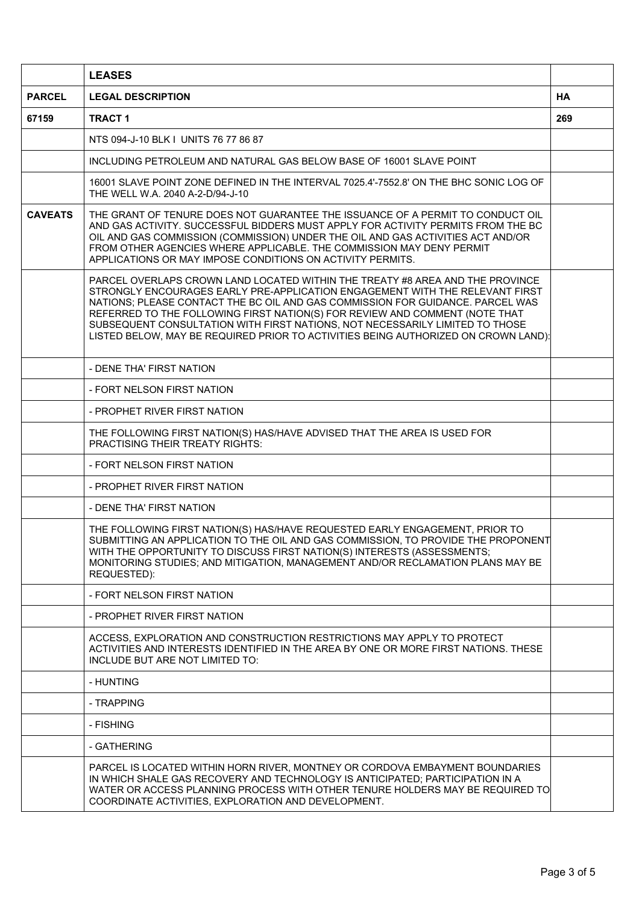|  | LEASES |  |
|---|---|---|
| **PARCEL** | **LEGAL DESCRIPTION** | **HA** |
| **67159** | **TRACT 1** | **269** |
|  | NTS 094-J-10 BLK I UNITS 76 77 86 87 |  |
|  | INCLUDING PETROLEUM AND NATURAL GAS BELOW BASE OF 16001 SLAVE POINT |  |
|  | 16001 SLAVE POINT ZONE DEFINED IN THE INTERVAL 7025.4'-7552.8' ON THE BHC SONIC LOG OF THE WELL W.A. 2040 A-2-D/94-J-10 |  |
| **CAVEATS** | THE GRANT OF TENURE DOES NOT GUARANTEE THE ISSUANCE OF A PERMIT TO CONDUCT OIL AND GAS ACTIVITY. SUCCESSFUL BIDDERS MUST APPLY FOR ACTIVITY PERMITS FROM THE BC OIL AND GAS COMMISSION (COMMISSION) UNDER THE OIL AND GAS ACTIVITIES ACT AND/OR FROM OTHER AGENCIES WHERE APPLICABLE. THE COMMISSION MAY DENY PERMIT APPLICATIONS OR MAY IMPOSE CONDITIONS ON ACTIVITY PERMITS. |  |
|  | PARCEL OVERLAPS CROWN LAND LOCATED WITHIN THE TREATY #8 AREA AND THE PROVINCE STRONGLY ENCOURAGES EARLY PRE-APPLICATION ENGAGEMENT WITH THE RELEVANT FIRST NATIONS; PLEASE CONTACT THE BC OIL AND GAS COMMISSION FOR GUIDANCE. PARCEL WAS REFERRED TO THE FOLLOWING FIRST NATION(S) FOR REVIEW AND COMMENT (NOTE THAT SUBSEQUENT CONSULTATION WITH FIRST NATIONS, NOT NECESSARILY LIMITED TO THOSE LISTED BELOW, MAY BE REQUIRED PRIOR TO ACTIVITIES BEING AUTHORIZED ON CROWN LAND): |  |
|  | - DENE THA' FIRST NATION |  |
|  | - FORT NELSON FIRST NATION |  |
|  | - PROPHET RIVER FIRST NATION |  |
|  | THE FOLLOWING FIRST NATION(S) HAS/HAVE ADVISED THAT THE AREA IS USED FOR PRACTISING THEIR TREATY RIGHTS: |  |
|  | - FORT NELSON FIRST NATION |  |
|  | - PROPHET RIVER FIRST NATION |  |
|  | - DENE THA' FIRST NATION |  |
|  | THE FOLLOWING FIRST NATION(S) HAS/HAVE REQUESTED EARLY ENGAGEMENT, PRIOR TO SUBMITTING AN APPLICATION TO THE OIL AND GAS COMMISSION, TO PROVIDE THE PROPONENT WITH THE OPPORTUNITY TO DISCUSS FIRST NATION(S) INTERESTS (ASSESSMENTS; MONITORING STUDIES; AND MITIGATION, MANAGEMENT AND/OR RECLAMATION PLANS MAY BE REQUESTED): |  |
|  | - FORT NELSON FIRST NATION |  |
|  | - PROPHET RIVER FIRST NATION |  |
|  | ACCESS, EXPLORATION AND CONSTRUCTION RESTRICTIONS MAY APPLY TO PROTECT ACTIVITIES AND INTERESTS IDENTIFIED IN THE AREA BY ONE OR MORE FIRST NATIONS. THESE INCLUDE BUT ARE NOT LIMITED TO: |  |
|  | - HUNTING |  |
|  | - TRAPPING |  |
|  | - FISHING |  |
|  | - GATHERING |  |
|  | PARCEL IS LOCATED WITHIN HORN RIVER, MONTNEY OR CORDOVA EMBAYMENT BOUNDARIES IN WHICH SHALE GAS RECOVERY AND TECHNOLOGY IS ANTICIPATED; PARTICIPATION IN A WATER OR ACCESS PLANNING PROCESS WITH OTHER TENURE HOLDERS MAY BE REQUIRED TO COORDINATE ACTIVITIES, EXPLORATION AND DEVELOPMENT. |  |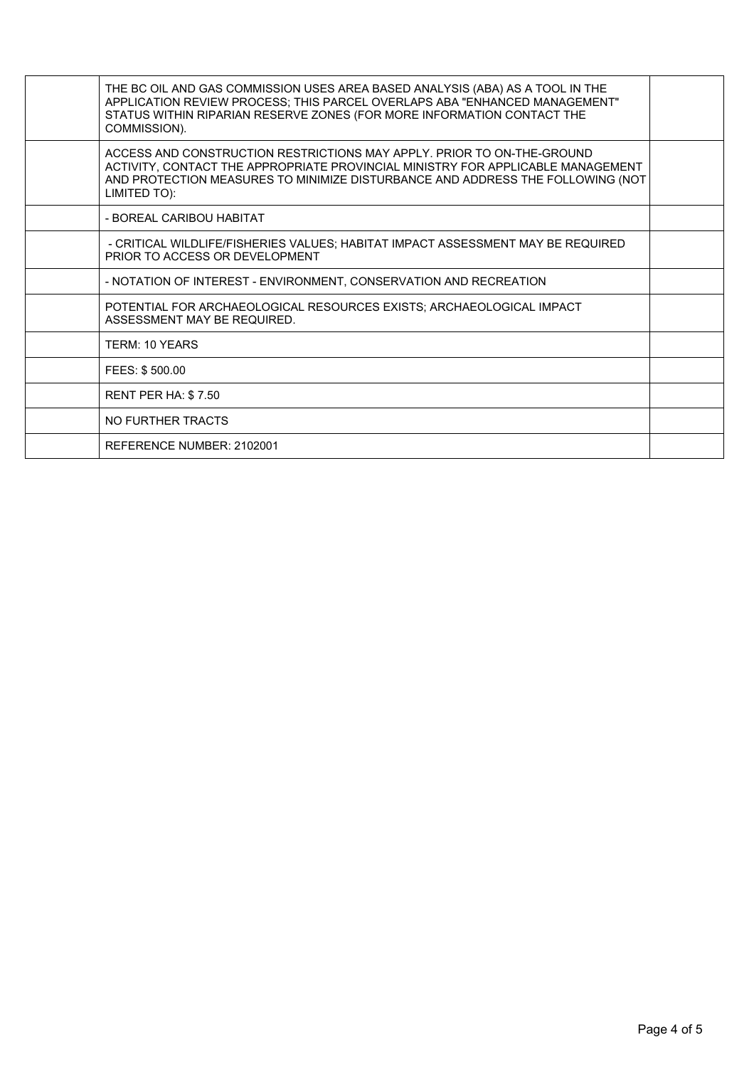|  | THE BC OIL AND GAS COMMISSION USES AREA BASED ANALYSIS (ABA) AS A TOOL IN THE APPLICATION REVIEW PROCESS; THIS PARCEL OVERLAPS ABA "ENHANCED MANAGEMENT" STATUS WITHIN RIPARIAN RESERVE ZONES (FOR MORE INFORMATION CONTACT THE COMMISSION). |  |
|---|---|---|
|  | ACCESS AND CONSTRUCTION RESTRICTIONS MAY APPLY. PRIOR TO ON-THE-GROUND ACTIVITY, CONTACT THE APPROPRIATE PROVINCIAL MINISTRY FOR APPLICABLE MANAGEMENT AND PROTECTION MEASURES TO MINIMIZE DISTURBANCE AND ADDRESS THE FOLLOWING (NOT LIMITED TO): |  |
|  | - BOREAL CARIBOU HABITAT |  |
|  | - CRITICAL WILDLIFE/FISHERIES VALUES; HABITAT IMPACT ASSESSMENT MAY BE REQUIRED PRIOR TO ACCESS OR DEVELOPMENT |  |
|  | - NOTATION OF INTEREST - ENVIRONMENT, CONSERVATION AND RECREATION |  |
|  | POTENTIAL FOR ARCHAEOLOGICAL RESOURCES EXISTS; ARCHAEOLOGICAL IMPACT ASSESSMENT MAY BE REQUIRED. |  |
|  | TERM: 10 YEARS |  |
|  | FEES: $ 500.00 |  |
|  | RENT PER HA: $ 7.50 |  |
|  | NO FURTHER TRACTS |  |
|  | REFERENCE NUMBER: 2102001 |  |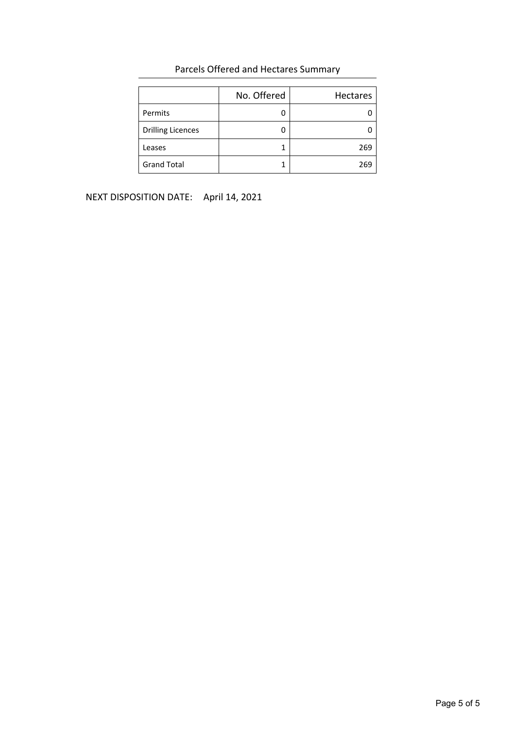Parcels Offered and Hectares Summary

| | No. Offered | Hectares |
|---|---|---|
| Permits | 0 | 0 |
| Drilling Licences | 0 | 0 |
| Leases | 1 | 269 |
| Grand Total | 1 | 269 |

NEXT DISPOSITION DATE: April 14, 2021